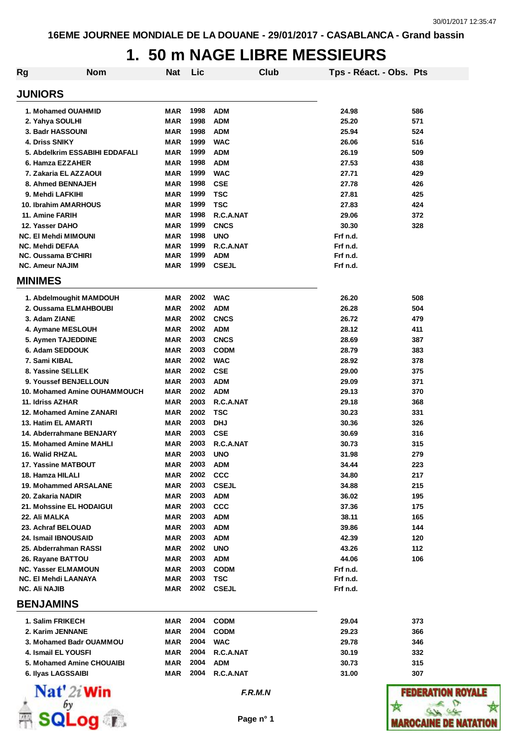16EME JOURNEE MONDIALE DE LA DOUANE - 29/01/2017 - CASABLANCA - Grand bassin

# 1. 50 m NAGE LIBRE MESSIEURS

| Rg | Nom | Nat | Lic | Club | Tps - Réact. - Obs. | Pts |
|---|---|---|---|---|---|---|

## JUNIORS

| Rg | Nom | Nat | Lic | Club | Tps - Réact. - Obs. | Pts |
|---|---|---|---|---|---|---|
| 1. | Mohamed OUAHMID | MAR | 1998 | ADM | 24.98 | 586 |
| 2. | Yahya SOULHI | MAR | 1998 | ADM | 25.20 | 571 |
| 3. | Badr HASSOUNI | MAR | 1998 | ADM | 25.94 | 524 |
| 4. | Driss SNIKY | MAR | 1999 | WAC | 26.06 | 516 |
| 5. | Abdelkrim ESSABIHI EDDAFALI | MAR | 1999 | ADM | 26.19 | 509 |
| 6. | Hamza EZZAHER | MAR | 1998 | ADM | 27.53 | 438 |
| 7. | Zakaria EL AZZAOUI | MAR | 1999 | WAC | 27.71 | 429 |
| 8. | Ahmed BENNAJEH | MAR | 1998 | CSE | 27.78 | 426 |
| 9. | Mehdi LAFKIHI | MAR | 1999 | TSC | 27.81 | 425 |
| 10. | Ibrahim AMARHOUS | MAR | 1999 | TSC | 27.83 | 424 |
| 11. | Amine FARIH | MAR | 1998 | R.C.A.NAT | 29.06 | 372 |
| 12. | Yasser DAHO | MAR | 1999 | CNCS | 30.30 | 328 |
| NC. | El Mehdi MIMOUNI | MAR | 1998 | UNO | Frf n.d. | |
| NC. | Mehdi DEFAA | MAR | 1999 | R.C.A.NAT | Frf n.d. | |
| NC. | Oussama B'CHIRI | MAR | 1999 | ADM | Frf n.d. | |
| NC. | Ameur NAJIM | MAR | 1999 | CSEJL | Frf n.d. | |

## MINIMES

| Rg | Nom | Nat | Lic | Club | Tps - Réact. - Obs. | Pts |
|---|---|---|---|---|---|---|
| 1. | Abdelmoughit MAMDOUH | MAR | 2002 | WAC | 26.20 | 508 |
| 2. | Oussama ELMAHBOUBI | MAR | 2002 | ADM | 26.28 | 504 |
| 3. | Adam ZIANE | MAR | 2002 | CNCS | 26.72 | 479 |
| 4. | Aymane MESLOUH | MAR | 2002 | ADM | 28.12 | 411 |
| 5. | Aymen TAJEDDINE | MAR | 2003 | CNCS | 28.69 | 387 |
| 6. | Adam SEDDOUK | MAR | 2003 | CODM | 28.79 | 383 |
| 7. | Sami KIBAL | MAR | 2002 | WAC | 28.92 | 378 |
| 8. | Yassine SELLEK | MAR | 2002 | CSE | 29.00 | 375 |
| 9. | Youssef BENJELLOUN | MAR | 2003 | ADM | 29.09 | 371 |
| 10. | Mohamed Amine OUHAMMOUCH | MAR | 2002 | ADM | 29.13 | 370 |
| 11. | Idriss AZHAR | MAR | 2003 | R.C.A.NAT | 29.18 | 368 |
| 12. | Mohamed Amine ZANARI | MAR | 2002 | TSC | 30.23 | 331 |
| 13. | Hatim EL AMARTI | MAR | 2003 | DHJ | 30.36 | 326 |
| 14. | Abderrahmane BENJARY | MAR | 2003 | CSE | 30.69 | 316 |
| 15. | Mohamed Amine MAHLI | MAR | 2003 | R.C.A.NAT | 30.73 | 315 |
| 16. | Walid RHZAL | MAR | 2003 | UNO | 31.98 | 279 |
| 17. | Yassine MATBOUT | MAR | 2003 | ADM | 34.44 | 223 |
| 18. | Hamza HILALI | MAR | 2002 | CCC | 34.80 | 217 |
| 19. | Mohammed ARSALANE | MAR | 2003 | CSEJL | 34.88 | 215 |
| 20. | Zakaria NADIR | MAR | 2003 | ADM | 36.02 | 195 |
| 21. | Mohssine EL HODAIGUI | MAR | 2003 | CCC | 37.36 | 175 |
| 22. | Ali MALKA | MAR | 2003 | ADM | 38.11 | 165 |
| 23. | Achraf BELOUAD | MAR | 2003 | ADM | 39.86 | 144 |
| 24. | Ismail IBNOUSAID | MAR | 2003 | ADM | 42.39 | 120 |
| 25. | Abderrahman RASSI | MAR | 2002 | UNO | 43.26 | 112 |
| 26. | Rayane BATTOU | MAR | 2003 | ADM | 44.06 | 106 |
| NC. | Yasser ELMAMOUN | MAR | 2003 | CODM | Frf n.d. | |
| NC. | El Mehdi LAANAYA | MAR | 2003 | TSC | Frf n.d. | |
| NC. | Ali NAJIB | MAR | 2002 | CSEJL | Frf n.d. | |

## BENJAMINS

| Rg | Nom | Nat | Lic | Club | Tps - Réact. - Obs. | Pts |
|---|---|---|---|---|---|---|
| 1. | Salim FRIKECH | MAR | 2004 | CODM | 29.04 | 373 |
| 2. | Karim JENNANE | MAR | 2004 | CODM | 29.23 | 366 |
| 3. | Mohamed Badr OUAMMOU | MAR | 2004 | WAC | 29.78 | 346 |
| 4. | Ismail EL YOUSFI | MAR | 2004 | R.C.A.NAT | 30.19 | 332 |
| 5. | Mohamed Amine CHOUAIBI | MAR | 2004 | ADM | 30.73 | 315 |
| 6. | Ilyas LAGSSAIBI | MAR | 2004 | R.C.A.NAT | 31.00 | 307 |

*F.R.M.N*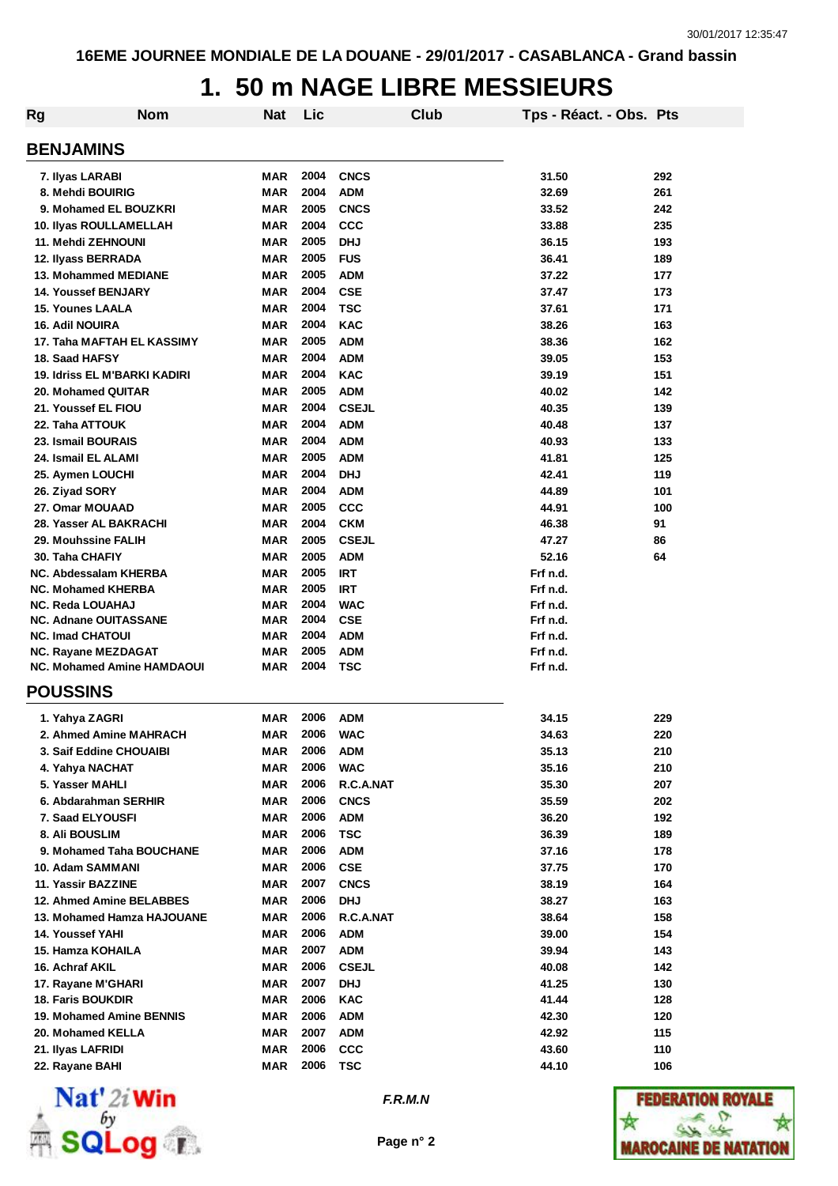# 16EME JOURNEE MONDIALE DE LA DOUANE - 29/01/2017 - CASABLANCA - Grand bassin

## 1. 50 m NAGE LIBRE MESSIEURS

| Rg | Nom | Nat | Lic | Club | Tps - Réact. - Obs. | Pts |
|---|---|---|---|---|---|---|
| **BENJAMINS** | | | | | | |
| 7. | Ilyas LARABI | MAR | 2004 | CNCS | 31.50 | 292 |
| 8. | Mehdi BOUIRIG | MAR | 2004 | ADM | 32.69 | 261 |
| 9. | Mohamed EL BOUZKRI | MAR | 2005 | CNCS | 33.52 | 242 |
| 10. | Ilyas ROULLAMELLAH | MAR | 2004 | CCC | 33.88 | 235 |
| 11. | Mehdi ZEHNOUNI | MAR | 2005 | DHJ | 36.15 | 193 |
| 12. | Ilyass BERRADA | MAR | 2005 | FUS | 36.41 | 189 |
| 13. | Mohammed MEDIANE | MAR | 2005 | ADM | 37.22 | 177 |
| 14. | Youssef BENJARY | MAR | 2004 | CSE | 37.47 | 173 |
| 15. | Younes LAALA | MAR | 2004 | TSC | 37.61 | 171 |
| 16. | Adil NOUIRA | MAR | 2004 | KAC | 38.26 | 163 |
| 17. | Taha MAFTAH EL KASSIMY | MAR | 2005 | ADM | 38.36 | 162 |
| 18. | Saad HAFSY | MAR | 2004 | ADM | 39.05 | 153 |
| 19. | Idriss EL M'BARKI KADIRI | MAR | 2004 | KAC | 39.19 | 151 |
| 20. | Mohamed QUITAR | MAR | 2005 | ADM | 40.02 | 142 |
| 21. | Youssef EL FIOU | MAR | 2004 | CSEJL | 40.35 | 139 |
| 22. | Taha ATTOUK | MAR | 2004 | ADM | 40.48 | 137 |
| 23. | Ismail BOURAIS | MAR | 2004 | ADM | 40.93 | 133 |
| 24. | Ismail EL ALAMI | MAR | 2005 | ADM | 41.81 | 125 |
| 25. | Aymen LOUCHI | MAR | 2004 | DHJ | 42.41 | 119 |
| 26. | Ziyad SORY | MAR | 2004 | ADM | 44.89 | 101 |
| 27. | Omar MOUAAD | MAR | 2005 | CCC | 44.91 | 100 |
| 28. | Yasser AL BAKRACHI | MAR | 2004 | CKM | 46.38 | 91 |
| 29. | Mouhssine FALIH | MAR | 2005 | CSEJL | 47.27 | 86 |
| 30. | Taha CHAFIY | MAR | 2005 | ADM | 52.16 | 64 |
| NC. | Abdessalam KHERBA | MAR | 2005 | IRT | Frf n.d. | |
| NC. | Mohamed KHERBA | MAR | 2005 | IRT | Frf n.d. | |
| NC. | Reda LOUAHAJ | MAR | 2004 | WAC | Frf n.d. | |
| NC. | Adnane OUITASSANE | MAR | 2004 | CSE | Frf n.d. | |
| NC. | Imad CHATOUI | MAR | 2004 | ADM | Frf n.d. | |
| NC. | Rayane MEZDAGAT | MAR | 2005 | ADM | Frf n.d. | |
| NC. | Mohamed Amine HAMDAOUI | MAR | 2004 | TSC | Frf n.d. | |
| **POUSSINS** | | | | | | |
| 1. | Yahya ZAGRI | MAR | 2006 | ADM | 34.15 | 229 |
| 2. | Ahmed Amine MAHRACH | MAR | 2006 | WAC | 34.63 | 220 |
| 3. | Saif Eddine CHOUAIBI | MAR | 2006 | ADM | 35.13 | 210 |
| 4. | Yahya NACHAT | MAR | 2006 | WAC | 35.16 | 210 |
| 5. | Yasser MAHLI | MAR | 2006 | R.C.A.NAT | 35.30 | 207 |
| 6. | Abdarahman SERHIR | MAR | 2006 | CNCS | 35.59 | 202 |
| 7. | Saad ELYOUSFI | MAR | 2006 | ADM | 36.20 | 192 |
| 8. | Ali BOUSLIM | MAR | 2006 | TSC | 36.39 | 189 |
| 9. | Mohamed Taha BOUCHANE | MAR | 2006 | ADM | 37.16 | 178 |
| 10. | Adam SAMMANI | MAR | 2006 | CSE | 37.75 | 170 |
| 11. | Yassir BAZZINE | MAR | 2007 | CNCS | 38.19 | 164 |
| 12. | Ahmed Amine BELABBES | MAR | 2006 | DHJ | 38.27 | 163 |
| 13. | Mohamed Hamza HAJOUANE | MAR | 2006 | R.C.A.NAT | 38.64 | 158 |
| 14. | Youssef YAHI | MAR | 2006 | ADM | 39.00 | 154 |
| 15. | Hamza KOHAILA | MAR | 2007 | ADM | 39.94 | 143 |
| 16. | Achraf AKIL | MAR | 2006 | CSEJL | 40.08 | 142 |
| 17. | Rayane M'GHARI | MAR | 2007 | DHJ | 41.25 | 130 |
| 18. | Faris BOUKDIR | MAR | 2006 | KAC | 41.44 | 128 |
| 19. | Mohamed Amine BENNIS | MAR | 2006 | ADM | 42.30 | 120 |
| 20. | Mohamed KELLA | MAR | 2007 | ADM | 42.92 | 115 |
| 21. | Ilyas LAFRIDI | MAR | 2006 | CCC | 43.60 | 110 |
| 22. | Rayane BAHI | MAR | 2006 | TSC | 44.10 | 106 |

*F.R.M.N*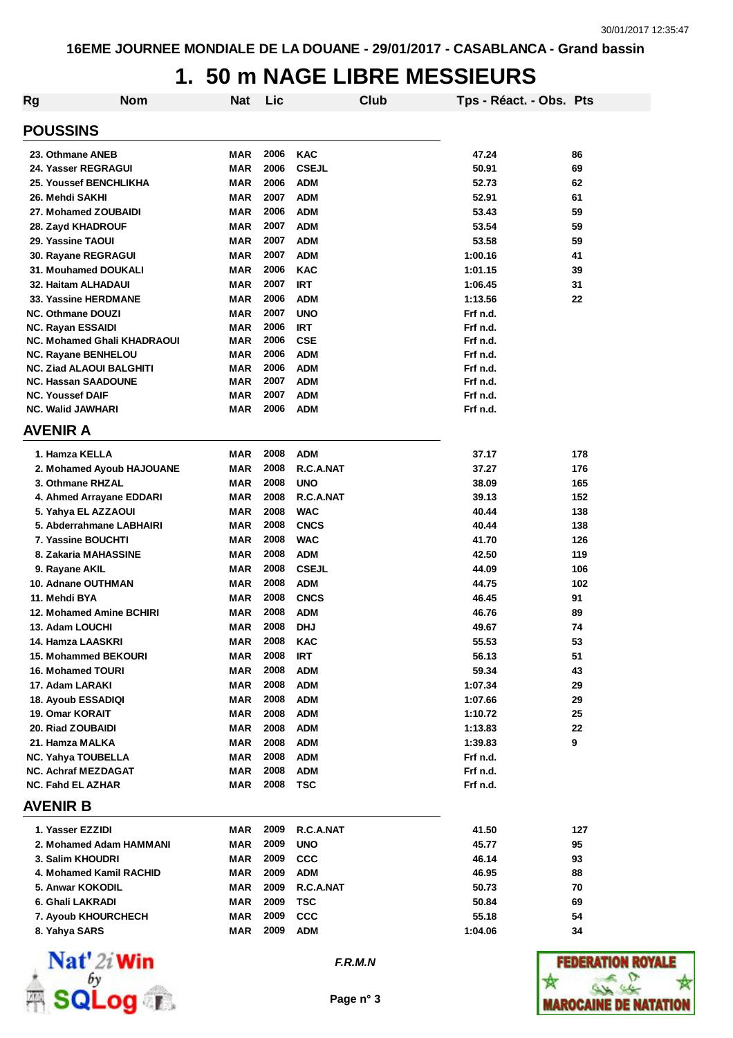16EME JOURNEE MONDIALE DE LA DOUANE - 29/01/2017 - CASABLANCA - Grand bassin

# 1. 50 m NAGE LIBRE MESSIEURS

| Rg | Nom | Nat | Lic | Club | Tps - Réact. - Obs. | Pts |
|---|---|---|---|---|---|---|
| **POUSSINS** | | | | | | |
| 23. | Othmane ANEB | MAR | 2006 | KAC | 47.24 | 86 |
| 24. | Yasser REGRAGUI | MAR | 2006 | CSEJL | 50.91 | 69 |
| 25. | Youssef BENCHLIKHA | MAR | 2006 | ADM | 52.73 | 62 |
| 26. | Mehdi SAKHI | MAR | 2007 | ADM | 52.91 | 61 |
| 27. | Mohamed ZOUBAIDI | MAR | 2006 | ADM | 53.43 | 59 |
| 28. | Zayd KHADROUF | MAR | 2007 | ADM | 53.54 | 59 |
| 29. | Yassine TAOUI | MAR | 2007 | ADM | 53.58 | 59 |
| 30. | Rayane REGRAGUI | MAR | 2007 | ADM | 1:00.16 | 41 |
| 31. | Mouhamed DOUKALI | MAR | 2006 | KAC | 1:01.15 | 39 |
| 32. | Haitam ALHADAUI | MAR | 2007 | IRT | 1:06.45 | 31 |
| 33. | Yassine HERDMANE | MAR | 2006 | ADM | 1:13.56 | 22 |
| NC. | Othmane DOUZI | MAR | 2007 | UNO | Frf n.d. | |
| NC. | Rayan ESSAIDI | MAR | 2006 | IRT | Frf n.d. | |
| NC. | Mohamed Ghali KHADRAOUI | MAR | 2006 | CSE | Frf n.d. | |
| NC. | Rayane BENHELOU | MAR | 2006 | ADM | Frf n.d. | |
| NC. | Ziad ALAOUI BALGHITI | MAR | 2006 | ADM | Frf n.d. | |
| NC. | Hassan SAADOUNE | MAR | 2007 | ADM | Frf n.d. | |
| NC. | Youssef DAIF | MAR | 2007 | ADM | Frf n.d. | |
| NC. | Walid JAWHARI | MAR | 2006 | ADM | Frf n.d. | |
| **AVENIR A** | | | | | | |
| 1. | Hamza KELLA | MAR | 2008 | ADM | 37.17 | 178 |
| 2. | Mohamed Ayoub HAJOUANE | MAR | 2008 | R.C.A.NAT | 37.27 | 176 |
| 3. | Othmane RHZAL | MAR | 2008 | UNO | 38.09 | 165 |
| 4. | Ahmed Arrayane EDDARI | MAR | 2008 | R.C.A.NAT | 39.13 | 152 |
| 5. | Yahya EL AZZAOUI | MAR | 2008 | WAC | 40.44 | 138 |
| 5. | Abderrahmane LABHAIRI | MAR | 2008 | CNCS | 40.44 | 138 |
| 7. | Yassine BOUCHTI | MAR | 2008 | WAC | 41.70 | 126 |
| 8. | Zakaria MAHASSINE | MAR | 2008 | ADM | 42.50 | 119 |
| 9. | Rayane AKIL | MAR | 2008 | CSEJL | 44.09 | 106 |
| 10. | Adnane OUTHMAN | MAR | 2008 | ADM | 44.75 | 102 |
| 11. | Mehdi BYA | MAR | 2008 | CNCS | 46.45 | 91 |
| 12. | Mohamed Amine BCHIRI | MAR | 2008 | ADM | 46.76 | 89 |
| 13. | Adam LOUCHI | MAR | 2008 | DHJ | 49.67 | 74 |
| 14. | Hamza LAASKRI | MAR | 2008 | KAC | 55.53 | 53 |
| 15. | Mohammed BEKOURI | MAR | 2008 | IRT | 56.13 | 51 |
| 16. | Mohamed TOURI | MAR | 2008 | ADM | 59.34 | 43 |
| 17. | Adam LARAKI | MAR | 2008 | ADM | 1:07.34 | 29 |
| 18. | Ayoub ESSADIQI | MAR | 2008 | ADM | 1:07.66 | 29 |
| 19. | Omar KORAIT | MAR | 2008 | ADM | 1:10.72 | 25 |
| 20. | Riad ZOUBAIDI | MAR | 2008 | ADM | 1:13.83 | 22 |
| 21. | Hamza MALKA | MAR | 2008 | ADM | 1:39.83 | 9 |
| NC. | Yahya TOUBELLA | MAR | 2008 | ADM | Frf n.d. | |
| NC. | Achraf MEZDAGAT | MAR | 2008 | ADM | Frf n.d. | |
| NC. | Fahd EL AZHAR | MAR | 2008 | TSC | Frf n.d. | |
| **AVENIR B** | | | | | | |
| 1. | Yasser EZZIDI | MAR | 2009 | R.C.A.NAT | 41.50 | 127 |
| 2. | Mohamed Adam HAMMANI | MAR | 2009 | UNO | 45.77 | 95 |
| 3. | Salim KHOUDRI | MAR | 2009 | CCC | 46.14 | 93 |
| 4. | Mohamed Kamil RACHID | MAR | 2009 | ADM | 46.95 | 88 |
| 5. | Anwar KOKODIL | MAR | 2009 | R.C.A.NAT | 50.73 | 70 |
| 6. | Ghali LAKRADI | MAR | 2009 | TSC | 50.84 | 69 |
| 7. | Ayoub KHOURCHECH | MAR | 2009 | CCC | 55.18 | 54 |
| 8. | Yahya SARS | MAR | 2009 | ADM | 1:04.06 | 34 |

*F.R.M.N*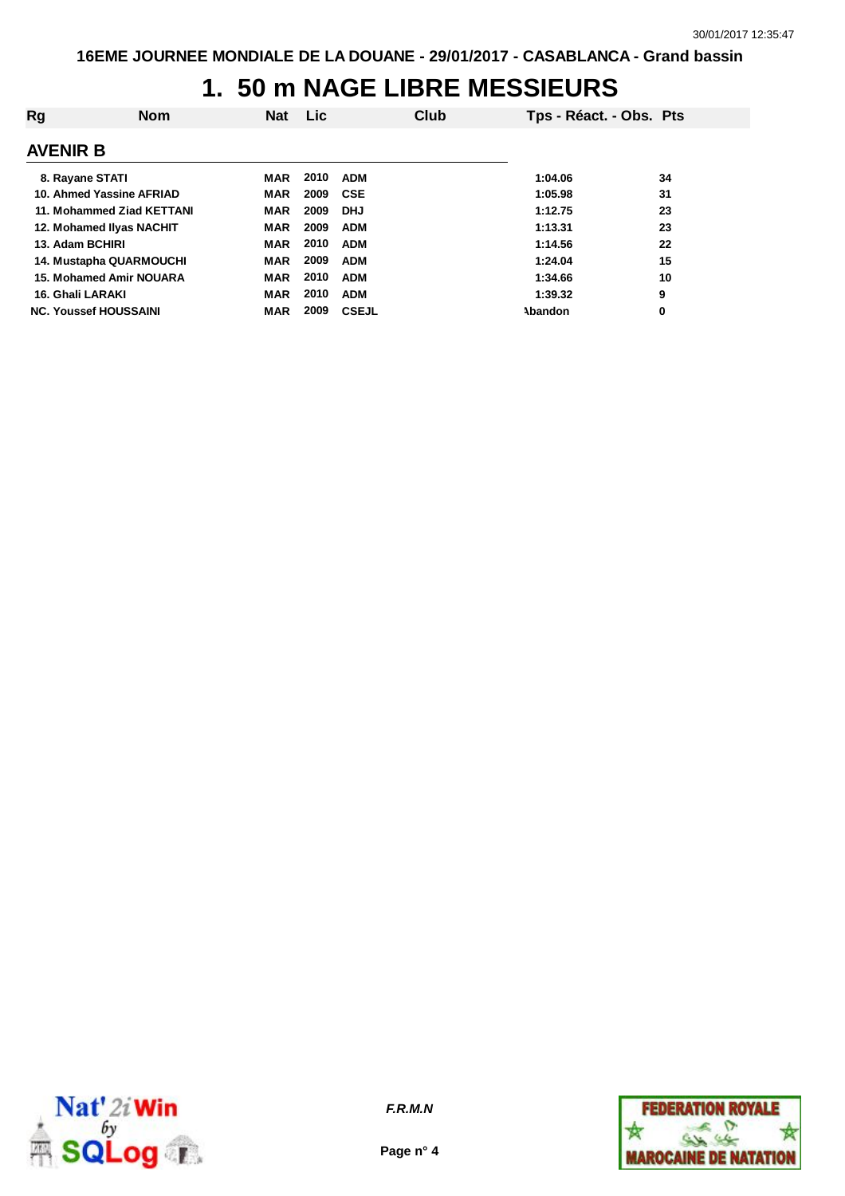# 1. 50 m NAGE LIBRE MESSIEURS

| Rg | Nom | Nat | Lic | Club | Tps - Réact. - Obs. | Pts |
|---|---|---|---|---|---|---|
| **AVENIR B** | | | | | | |
| 8. | Rayane STATI | MAR | 2010 | ADM | 1:04.06 | 34 |
| 10. | Ahmed Yassine AFRIAD | MAR | 2009 | CSE | 1:05.98 | 31 |
| 11. | Mohammed Ziad KETTANI | MAR | 2009 | DHJ | 1:12.75 | 23 |
| 12. | Mohamed Ilyas NACHIT | MAR | 2009 | ADM | 1:13.31 | 23 |
| 13. | Adam BCHIRI | MAR | 2010 | ADM | 1:14.56 | 22 |
| 14. | Mustapha QUARMOUCHI | MAR | 2009 | ADM | 1:24.04 | 15 |
| 15. | Mohamed Amir NOUARA | MAR | 2010 | ADM | 1:34.66 | 10 |
| 16. | Ghali LARAKI | MAR | 2010 | ADM | 1:39.32 | 9 |
| NC. | Youssef HOUSSAINI | MAR | 2009 | CSEJL | Abandon | 0 |

*F.R.M.N*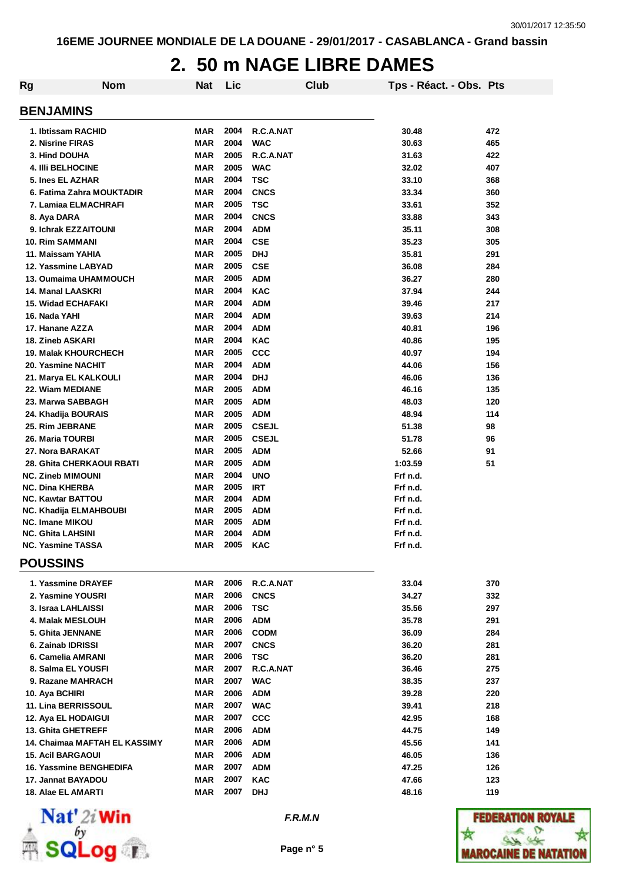# 2. 50 m NAGE LIBRE DAMES

## BENJAMINS

| Rg | Nom | Nat | Lic | Club | Tps - Réact. - Obs. | Pts |
|---|---|---|---|---|---|---|
| 1. | Ibtissam RACHID | MAR | 2004 | R.C.A.NAT | 30.48 | 472 |
| 2. | Nisrine FIRAS | MAR | 2004 | WAC | 30.63 | 465 |
| 3. | Hind DOUHA | MAR | 2005 | R.C.A.NAT | 31.63 | 422 |
| 4. | Illi BELHOCINE | MAR | 2005 | WAC | 32.02 | 407 |
| 5. | Ines EL AZHAR | MAR | 2004 | TSC | 33.10 | 368 |
| 6. | Fatima Zahra MOUKTADIR | MAR | 2004 | CNCS | 33.34 | 360 |
| 7. | Lamiaa ELMACHRAFI | MAR | 2005 | TSC | 33.61 | 352 |
| 8. | Aya DARA | MAR | 2004 | CNCS | 33.88 | 343 |
| 9. | Ichrak EZZAITOUNI | MAR | 2004 | ADM | 35.11 | 308 |
| 10. | Rim SAMMANI | MAR | 2004 | CSE | 35.23 | 305 |
| 11. | Maissam YAHIA | MAR | 2005 | DHJ | 35.81 | 291 |
| 12. | Yassmine LABYAD | MAR | 2005 | CSE | 36.08 | 284 |
| 13. | Oumaima UHAMMOUCH | MAR | 2005 | ADM | 36.27 | 280 |
| 14. | Manal LAASKRI | MAR | 2004 | KAC | 37.94 | 244 |
| 15. | Widad ECHAFAKI | MAR | 2004 | ADM | 39.46 | 217 |
| 16. | Nada YAHI | MAR | 2004 | ADM | 39.63 | 214 |
| 17. | Hanane AZZA | MAR | 2004 | ADM | 40.81 | 196 |
| 18. | Zineb ASKARI | MAR | 2004 | KAC | 40.86 | 195 |
| 19. | Malak KHOURCHECH | MAR | 2005 | CCC | 40.97 | 194 |
| 20. | Yasmine NACHIT | MAR | 2004 | ADM | 44.06 | 156 |
| 21. | Marya EL KALKOULI | MAR | 2004 | DHJ | 46.06 | 136 |
| 22. | Wiam MEDIANE | MAR | 2005 | ADM | 46.16 | 135 |
| 23. | Marwa SABBAGH | MAR | 2005 | ADM | 48.03 | 120 |
| 24. | Khadija BOURAIS | MAR | 2005 | ADM | 48.94 | 114 |
| 25. | Rim JEBRANE | MAR | 2005 | CSEJL | 51.38 | 98 |
| 26. | Maria TOURBI | MAR | 2005 | CSEJL | 51.78 | 96 |
| 27. | Nora BARAKAT | MAR | 2005 | ADM | 52.66 | 91 |
| 28. | Ghita CHERKAOUI RBATI | MAR | 2005 | ADM | 1:03.59 | 51 |
| NC. | Zineb MIMOUNI | MAR | 2004 | UNO | Frf n.d. | |
| NC. | Dina KHERBA | MAR | 2005 | IRT | Frf n.d. | |
| NC. | Kawtar BATTOU | MAR | 2004 | ADM | Frf n.d. | |
| NC. | Khadija ELMAHBOUBI | MAR | 2005 | ADM | Frf n.d. | |
| NC. | Imane MIKOU | MAR | 2005 | ADM | Frf n.d. | |
| NC. | Ghita LAHSINI | MAR | 2004 | ADM | Frf n.d. | |
| NC. | Yasmine TASSA | MAR | 2005 | KAC | Frf n.d. | |

## POUSSINS

| Rg | Nom | Nat | Lic | Club | Tps - Réact. - Obs. | Pts |
|---|---|---|---|---|---|---|
| 1. | Yassmine DRAYEF | MAR | 2006 | R.C.A.NAT | 33.04 | 370 |
| 2. | Yasmine YOUSRI | MAR | 2006 | CNCS | 34.27 | 332 |
| 3. | Israa LAHLAISSI | MAR | 2006 | TSC | 35.56 | 297 |
| 4. | Malak MESLOUH | MAR | 2006 | ADM | 35.78 | 291 |
| 5. | Ghita JENNANE | MAR | 2006 | CODM | 36.09 | 284 |
| 6. | Zainab IDRISSI | MAR | 2007 | CNCS | 36.20 | 281 |
| 6. | Camelia AMRANI | MAR | 2006 | TSC | 36.20 | 281 |
| 8. | Salma EL YOUSFI | MAR | 2007 | R.C.A.NAT | 36.46 | 275 |
| 9. | Razane MAHRACH | MAR | 2007 | WAC | 38.35 | 237 |
| 10. | Aya BCHIRI | MAR | 2006 | ADM | 39.28 | 220 |
| 11. | Lina BERRISSOUL | MAR | 2007 | WAC | 39.41 | 218 |
| 12. | Aya EL HODAIGUI | MAR | 2007 | CCC | 42.95 | 168 |
| 13. | Ghita GHETREFF | MAR | 2006 | ADM | 44.75 | 149 |
| 14. | Chaimaa MAFTAH EL KASSIMY | MAR | 2006 | ADM | 45.56 | 141 |
| 15. | Acil BARGAOUI | MAR | 2006 | ADM | 46.05 | 136 |
| 16. | Yassmine BENGHEDIFA | MAR | 2007 | ADM | 47.25 | 126 |
| 17. | Jannat BAYADOU | MAR | 2007 | KAC | 47.66 | 123 |
| 18. | Alae EL AMARTI | MAR | 2007 | DHJ | 48.16 | 119 |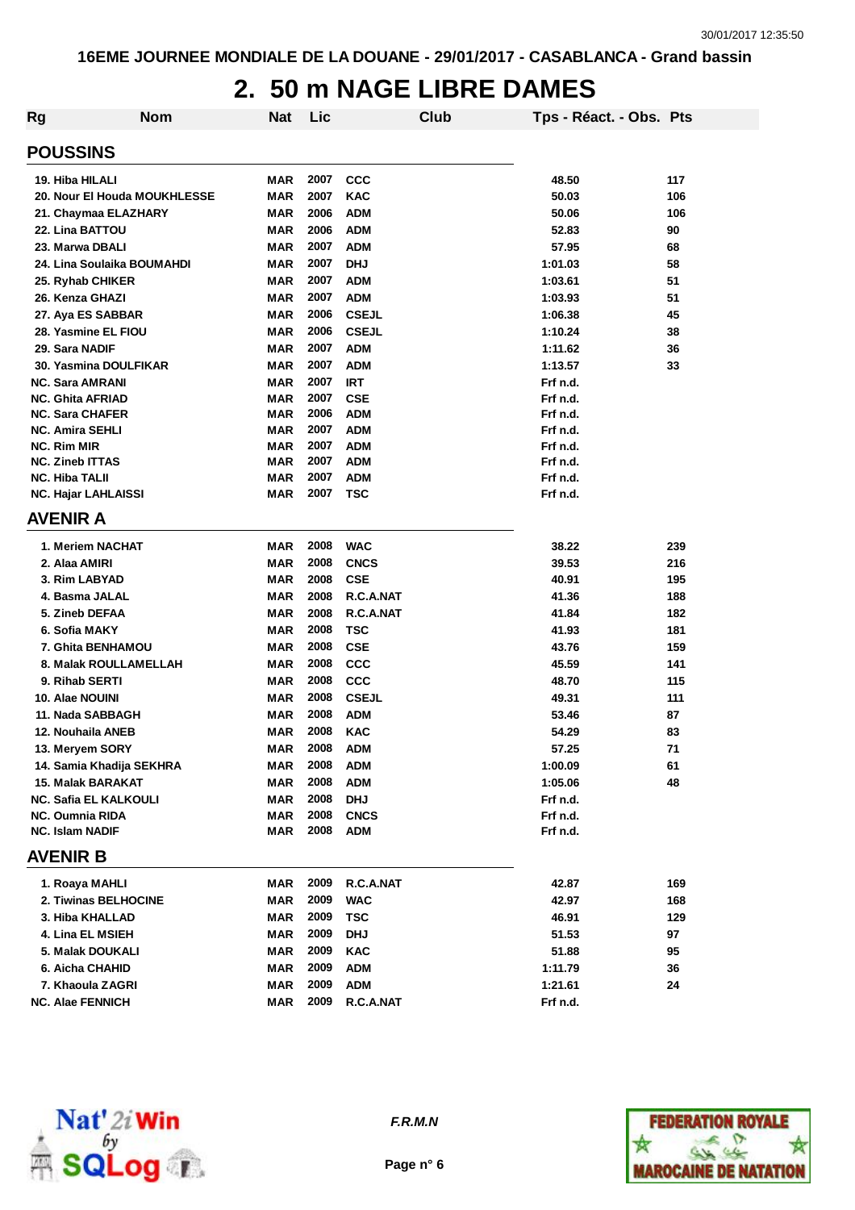16EME JOURNEE MONDIALE DE LA DOUANE - 29/01/2017 - CASABLANCA - Grand bassin

# 2. 50 m NAGE LIBRE DAMES

| Rg | Nom | Nat | Lic | Club | Tps - Réact. - Obs. | Pts |
|---|---|---|---|---|---|---|
| **POUSSINS** | | | | | | |
| 19. | Hiba HILALI | MAR | 2007 | CCC | 48.50 | 117 |
| 20. | Nour El Houda MOUKHLESSE | MAR | 2007 | KAC | 50.03 | 106 |
| 21. | Chaymaa ELAZHARY | MAR | 2006 | ADM | 50.06 | 106 |
| 22. | Lina BATTOU | MAR | 2006 | ADM | 52.83 | 90 |
| 23. | Marwa DBALI | MAR | 2007 | ADM | 57.95 | 68 |
| 24. | Lina Soulaika BOUMAHDI | MAR | 2007 | DHJ | 1:01.03 | 58 |
| 25. | Ryhab CHIKER | MAR | 2007 | ADM | 1:03.61 | 51 |
| 26. | Kenza GHAZI | MAR | 2007 | ADM | 1:03.93 | 51 |
| 27. | Aya ES SABBAR | MAR | 2006 | CSEJL | 1:06.38 | 45 |
| 28. | Yasmine EL FIOU | MAR | 2006 | CSEJL | 1:10.24 | 38 |
| 29. | Sara NADIF | MAR | 2007 | ADM | 1:11.62 | 36 |
| 30. | Yasmina DOULFIKAR | MAR | 2007 | ADM | 1:13.57 | 33 |
| NC. | Sara AMRANI | MAR | 2007 | IRT | Frf n.d. | |
| NC. | Ghita AFRIAD | MAR | 2007 | CSE | Frf n.d. | |
| NC. | Sara CHAFER | MAR | 2006 | ADM | Frf n.d. | |
| NC. | Amira SEHLI | MAR | 2007 | ADM | Frf n.d. | |
| NC. | Rim MIR | MAR | 2007 | ADM | Frf n.d. | |
| NC. | Zineb ITTAS | MAR | 2007 | ADM | Frf n.d. | |
| NC. | Hiba TALII | MAR | 2007 | ADM | Frf n.d. | |
| NC. | Hajar LAHLAISSI | MAR | 2007 | TSC | Frf n.d. | |
| **AVENIR A** | | | | | | |
| 1. | Meriem NACHAT | MAR | 2008 | WAC | 38.22 | 239 |
| 2. | Alaa AMIRI | MAR | 2008 | CNCS | 39.53 | 216 |
| 3. | Rim LABYAD | MAR | 2008 | CSE | 40.91 | 195 |
| 4. | Basma JALAL | MAR | 2008 | R.C.A.NAT | 41.36 | 188 |
| 5. | Zineb DEFAA | MAR | 2008 | R.C.A.NAT | 41.84 | 182 |
| 6. | Sofia MAKY | MAR | 2008 | TSC | 41.93 | 181 |
| 7. | Ghita BENHAMOU | MAR | 2008 | CSE | 43.76 | 159 |
| 8. | Malak ROULLAMELLAH | MAR | 2008 | CCC | 45.59 | 141 |
| 9. | Rihab SERTI | MAR | 2008 | CCC | 48.70 | 115 |
| 10. | Alae NOUINI | MAR | 2008 | CSEJL | 49.31 | 111 |
| 11. | Nada SABBAGH | MAR | 2008 | ADM | 53.46 | 87 |
| 12. | Nouhaila ANEB | MAR | 2008 | KAC | 54.29 | 83 |
| 13. | Meryem SORY | MAR | 2008 | ADM | 57.25 | 71 |
| 14. | Samia Khadija SEKHRA | MAR | 2008 | ADM | 1:00.09 | 61 |
| 15. | Malak BARAKAT | MAR | 2008 | ADM | 1:05.06 | 48 |
| NC. | Safia EL KALKOULI | MAR | 2008 | DHJ | Frf n.d. | |
| NC. | Oumnia RIDA | MAR | 2008 | CNCS | Frf n.d. | |
| NC. | Islam NADIF | MAR | 2008 | ADM | Frf n.d. | |
| **AVENIR B** | | | | | | |
| 1. | Roaya MAHLI | MAR | 2009 | R.C.A.NAT | 42.87 | 169 |
| 2. | Tiwinas BELHOCINE | MAR | 2009 | WAC | 42.97 | 168 |
| 3. | Hiba KHALLAD | MAR | 2009 | TSC | 46.91 | 129 |
| 4. | Lina EL MSIEH | MAR | 2009 | DHJ | 51.53 | 97 |
| 5. | Malak DOUKALI | MAR | 2009 | KAC | 51.88 | 95 |
| 6. | Aicha CHAHID | MAR | 2009 | ADM | 1:11.79 | 36 |
| 7. | Khaoula ZAGRI | MAR | 2009 | ADM | 1:21.61 | 24 |
| NC. | Alae FENNICH | MAR | 2009 | R.C.A.NAT | Frf n.d. | |

F.R.M.N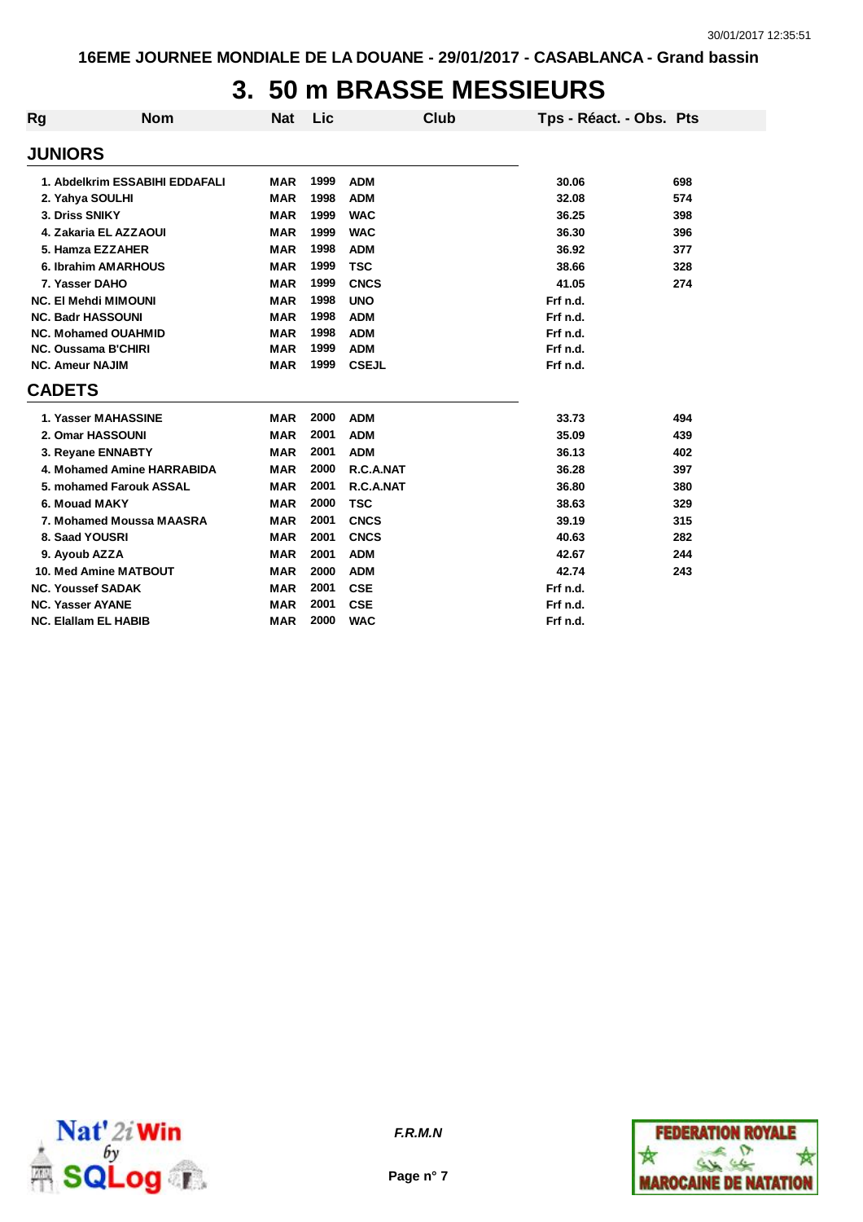16EME JOURNEE MONDIALE DE LA DOUANE - 29/01/2017 - CASABLANCA - Grand bassin

# 3. 50 m BRASSE MESSIEURS

| Rg | Nom | Nat | Lic | Club | Tps - Réact. - Obs. | Pts |
|---|---|---|---|---|---|---|
| **JUNIORS** | | | | | | |
| 1. | Abdelkrim ESSABIHI EDDAFALI | MAR | 1999 | ADM | 30.06 | 698 |
| 2. | Yahya SOULHI | MAR | 1998 | ADM | 32.08 | 574 |
| 3. | Driss SNIKY | MAR | 1999 | WAC | 36.25 | 398 |
| 4. | Zakaria EL AZZAOUI | MAR | 1999 | WAC | 36.30 | 396 |
| 5. | Hamza EZZAHER | MAR | 1998 | ADM | 36.92 | 377 |
| 6. | Ibrahim AMARHOUS | MAR | 1999 | TSC | 38.66 | 328 |
| 7. | Yasser DAHO | MAR | 1999 | CNCS | 41.05 | 274 |
| NC. | El Mehdi MIMOUNI | MAR | 1998 | UNO | Frf n.d. | |
| NC. | Badr HASSOUNI | MAR | 1998 | ADM | Frf n.d. | |
| NC. | Mohamed OUAHMID | MAR | 1998 | ADM | Frf n.d. | |
| NC. | Oussama B'CHIRI | MAR | 1999 | ADM | Frf n.d. | |
| NC. | Ameur NAJIM | MAR | 1999 | CSEJL | Frf n.d. | |
| **CADETS** | | | | | | |
| 1. | Yasser MAHASSINE | MAR | 2000 | ADM | 33.73 | 494 |
| 2. | Omar HASSOUNI | MAR | 2001 | ADM | 35.09 | 439 |
| 3. | Reyane ENNABTY | MAR | 2001 | ADM | 36.13 | 402 |
| 4. | Mohamed Amine HARRABIDA | MAR | 2000 | R.C.A.NAT | 36.28 | 397 |
| 5. | mohamed Farouk ASSAL | MAR | 2001 | R.C.A.NAT | 36.80 | 380 |
| 6. | Mouad MAKY | MAR | 2000 | TSC | 38.63 | 329 |
| 7. | Mohamed Moussa MAASRA | MAR | 2001 | CNCS | 39.19 | 315 |
| 8. | Saad YOUSRI | MAR | 2001 | CNCS | 40.63 | 282 |
| 9. | Ayoub AZZA | MAR | 2001 | ADM | 42.67 | 244 |
| 10. | Med Amine MATBOUT | MAR | 2000 | ADM | 42.74 | 243 |
| NC. | Youssef SADAK | MAR | 2001 | CSE | Frf n.d. | |
| NC. | Yasser AYANE | MAR | 2001 | CSE | Frf n.d. | |
| NC. | Elallam EL HABIB | MAR | 2000 | WAC | Frf n.d. | |

*F.R.M.N*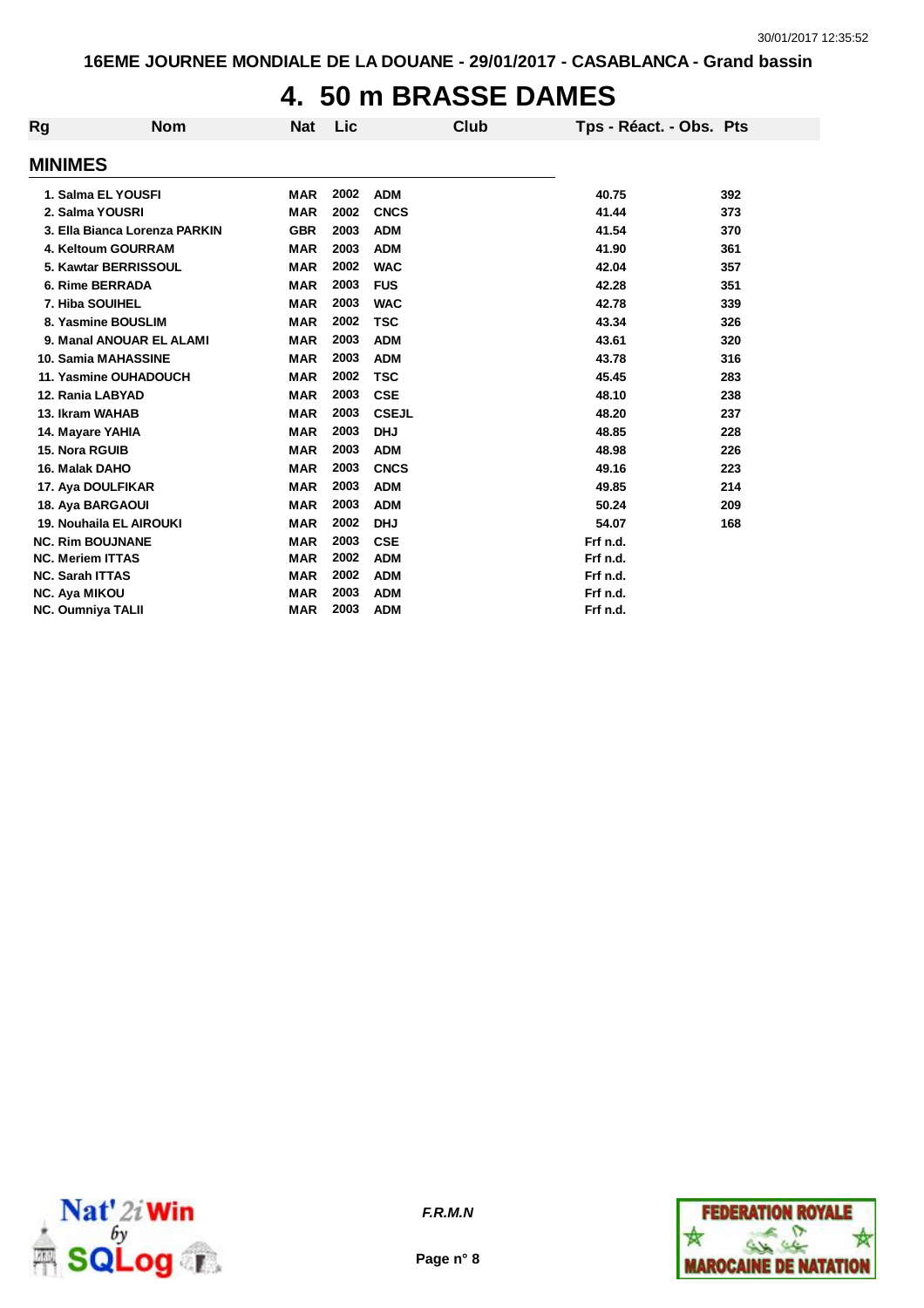# 4. 50 m BRASSE DAMES

## MINIMES

| Rg | Nom | Nat | Lic | Club | Tps - Réact. - Obs. | Pts |
|---|---|---|---|---|---|---|
| 1. | Salma EL YOUSFI | MAR | 2002 | ADM | 40.75 | 392 |
| 2. | Salma YOUSRI | MAR | 2002 | CNCS | 41.44 | 373 |
| 3. | Ella Bianca Lorenza PARKIN | GBR | 2003 | ADM | 41.54 | 370 |
| 4. | Keltoum GOURRAM | MAR | 2003 | ADM | 41.90 | 361 |
| 5. | Kawtar BERRISSOUL | MAR | 2002 | WAC | 42.04 | 357 |
| 6. | Rime BERRADA | MAR | 2003 | FUS | 42.28 | 351 |
| 7. | Hiba SOUIHEL | MAR | 2003 | WAC | 42.78 | 339 |
| 8. | Yasmine BOUSLIM | MAR | 2002 | TSC | 43.34 | 326 |
| 9. | Manal ANOUAR EL ALAMI | MAR | 2003 | ADM | 43.61 | 320 |
| 10. | Samia MAHASSINE | MAR | 2003 | ADM | 43.78 | 316 |
| 11. | Yasmine OUHADOUCH | MAR | 2002 | TSC | 45.45 | 283 |
| 12. | Rania LABYAD | MAR | 2003 | CSE | 48.10 | 238 |
| 13. | Ikram WAHAB | MAR | 2003 | CSEJL | 48.20 | 237 |
| 14. | Mayare YAHIA | MAR | 2003 | DHJ | 48.85 | 228 |
| 15. | Nora RGUIB | MAR | 2003 | ADM | 48.98 | 226 |
| 16. | Malak DAHO | MAR | 2003 | CNCS | 49.16 | 223 |
| 17. | Aya DOULFIKAR | MAR | 2003 | ADM | 49.85 | 214 |
| 18. | Aya BARGAOUI | MAR | 2003 | ADM | 50.24 | 209 |
| 19. | Nouhaila EL AIROUKI | MAR | 2002 | DHJ | 54.07 | 168 |
| NC. | Rim BOUJNANE | MAR | 2003 | CSE | Frf n.d. | |
| NC. | Meriem ITTAS | MAR | 2002 | ADM | Frf n.d. | |
| NC. | Sarah ITTAS | MAR | 2002 | ADM | Frf n.d. | |
| NC. | Aya MIKOU | MAR | 2003 | ADM | Frf n.d. | |
| NC. | Oumniya TALII | MAR | 2003 | ADM | Frf n.d. | |

*F.R.M.N*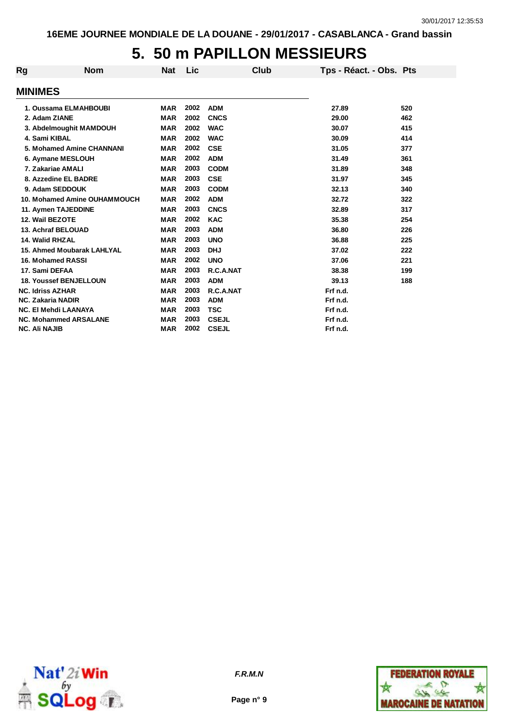# 5. 50 m PAPILLON MESSIEURS

| Rg | Nom | Nat | Lic | Club | Tps - Réact. - Obs. | Pts |
|---|---|---|---|---|---|---|
| **MINIMES** | | | | | | |
| 1. | Oussama ELMAHBOUBI | MAR | 2002 | ADM | 27.89 | 520 |
| 2. | Adam ZIANE | MAR | 2002 | CNCS | 29.00 | 462 |
| 3. | Abdelmoughit MAMDOUH | MAR | 2002 | WAC | 30.07 | 415 |
| 4. | Sami KIBAL | MAR | 2002 | WAC | 30.09 | 414 |
| 5. | Mohamed Amine CHANNANI | MAR | 2002 | CSE | 31.05 | 377 |
| 6. | Aymane MESLOUH | MAR | 2002 | ADM | 31.49 | 361 |
| 7. | Zakariae AMALI | MAR | 2003 | CODM | 31.89 | 348 |
| 8. | Azzedine EL BADRE | MAR | 2003 | CSE | 31.97 | 345 |
| 9. | Adam SEDDOUK | MAR | 2003 | CODM | 32.13 | 340 |
| 10. | Mohamed Amine OUHAMMOUCH | MAR | 2002 | ADM | 32.72 | 322 |
| 11. | Aymen TAJEDDINE | MAR | 2003 | CNCS | 32.89 | 317 |
| 12. | Wail BEZOTE | MAR | 2002 | KAC | 35.38 | 254 |
| 13. | Achraf BELOUAD | MAR | 2003 | ADM | 36.80 | 226 |
| 14. | Walid RHZAL | MAR | 2003 | UNO | 36.88 | 225 |
| 15. | Ahmed Moubarak LAHLYAL | MAR | 2003 | DHJ | 37.02 | 222 |
| 16. | Mohamed RASSI | MAR | 2002 | UNO | 37.06 | 221 |
| 17. | Sami DEFAA | MAR | 2003 | R.C.A.NAT | 38.38 | 199 |
| 18. | Youssef BENJELLOUN | MAR | 2003 | ADM | 39.13 | 188 |
| NC. | Idriss AZHAR | MAR | 2003 | R.C.A.NAT | Frf n.d. | |
| NC. | Zakaria NADIR | MAR | 2003 | ADM | Frf n.d. | |
| NC. | El Mehdi LAANAYA | MAR | 2003 | TSC | Frf n.d. | |
| NC. | Mohammed ARSALANE | MAR | 2003 | CSEJL | Frf n.d. | |
| NC. | Ali NAJIB | MAR | 2002 | CSEJL | Frf n.d. | |

*F.R.M.N*